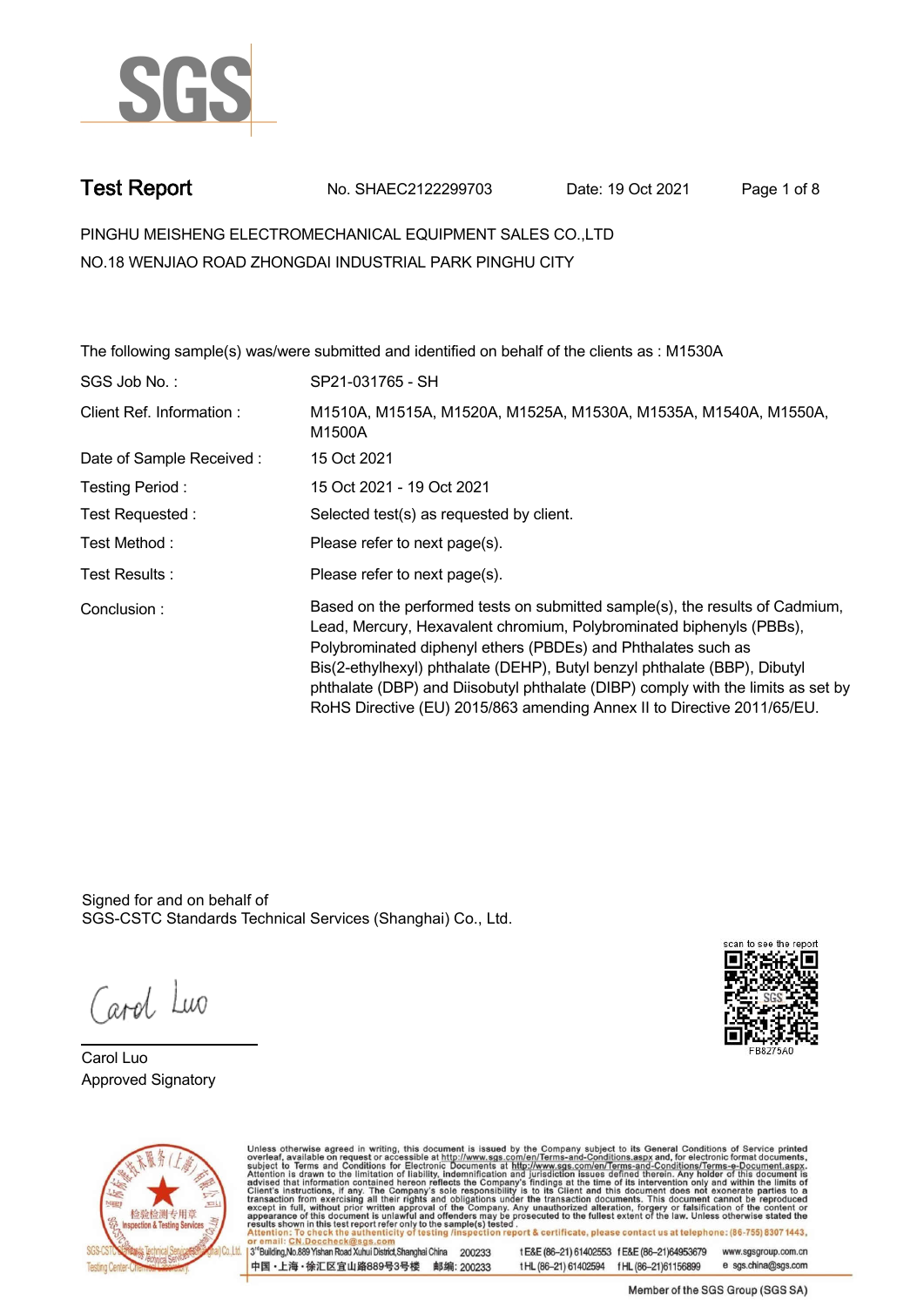# Test Report

No. SHAEC2122299703 Date: 19 Oct 2021

PINGHU MEISHENG ELECTROMECHANICAL EQUIPMENT SALES CO.,LTD
NO.18 WENJIAO ROAD ZHONGDAI INDUSTRIAL PARK PINGHU CITY

The following sample(s) was/were submitted and identified on behalf of the clients as : M1530A

| | |
|---|---|
| SGS Job No. : | SP21-031765 - SH |
| Client Ref. Information : | M1510A, M1515A, M1520A, M1525A, M1530A, M1535A, M1540A, M1550A, M1500A |
| Date of Sample Received : | 15 Oct 2021 |
| Testing Period : | 15 Oct 2021 - 19 Oct 2021 |
| Test Requested : | Selected test(s) as requested by client. |
| Test Method : | Please refer to next page(s). |
| Test Results : | Please refer to next page(s). |
| Conclusion : | Based on the performed tests on submitted sample(s), the results of Cadmium, Lead, Mercury, Hexavalent chromium, Polybrominated biphenyls (PBBs), Polybrominated diphenyl ethers (PBDEs) and Phthalates such as Bis(2-ethylhexyl) phthalate (DEHP), Butyl benzyl phthalate (BBP), Dibutyl phthalate (DBP) and Diisobutyl phthalate (DIBP) comply with the limits as set by RoHS Directive (EU) 2015/863 amending Annex II to Directive 2011/65/EU. |

Signed for and on behalf of
SGS-CSTC Standards Technical Services (Shanghai) Co., Ltd.

Carol Luo
Approved Signatory

scan to see the report
FB8275A0

Unless otherwise agreed in writing, this document is issued by the Company subject to its General Conditions of Service printed overleaf, available on request or accessible at http://www.sgs.com/en/Terms-and-Conditions.aspx and, for electronic format documents, subject to Terms and Conditions for Electronic Documents at http://www.sgs.com/en/Terms-and-Conditions/Terms-e-Document.aspx. Attention is drawn to the limitation of liability, indemnification and jurisdiction issues defined therein. Any holder of this document is advised that information contained hereon reflects the Company's findings at the time of its intervention only and within the limits of Client's instructions, if any. The Company's sole responsibility is to its Client and this document does not exonerate parties to a transaction from exercising all their rights and obligations under the transaction documents. This document cannot be reproduced except in full, without prior written approval of the Company. Any unauthorized alteration, forgery or falsification of the content or appearance of this document is unlawful and offenders may be prosecuted to the fullest extent of the law. Unless otherwise stated the results shown in this test report refer only to the sample(s) tested.
Attention: To check the authenticity of testing /inspection report & certificate, please contact us at telephone: (86-755) 8307 1443, or email: CN.Doccheck@sgs.com

3rd Building,No.889 Yishan Road Xuhui District,Shanghai China 200233 t E&E (86–21) 61402553 f E&E (86–21)64953679 www.sgsgroup.com.cn
中国・上海・徐汇区宜山路889号3号楼 邮编: 200233 t HL (86–21) 61402594 f HL (86–21)61156899 e sgs.china@sgs.com

Member of the SGS Group (SGS SA)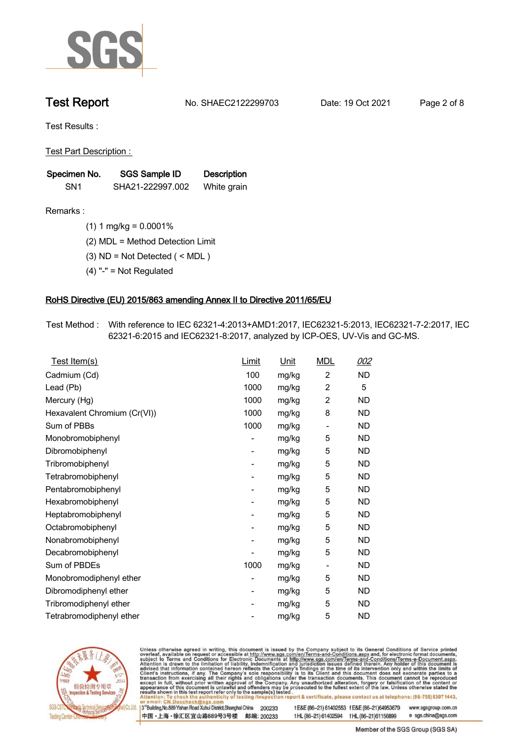# Test Report

No. SHAEC2122299703 Date: 19 Oct 2021

Test Results :

Test Part Description :

| Specimen No. | SGS Sample ID | Description |
|---|---|---|
| SN1 | SHA21-222997.002 | White grain |

Remarks :

(1) 1 mg/kg = 0.0001%

(2) MDL = Method Detection Limit

(3) ND = Not Detected ( < MDL )

(4) "-" = Not Regulated

## RoHS Directive (EU) 2015/863 amending Annex II to Directive 2011/65/EU

Test Method : With reference to IEC 62321-4:2013+AMD1:2017, IEC62321-5:2013, IEC62321-7-2:2017, IEC 62321-6:2015 and IEC62321-8:2017, analyzed by ICP-OES, UV-Vis and GC-MS.

| Test Item(s) | Limit | Unit | MDL | 002 |
|---|---|---|---|---|
| Cadmium (Cd) | 100 | mg/kg | 2 | ND |
| Lead (Pb) | 1000 | mg/kg | 2 | 5 |
| Mercury (Hg) | 1000 | mg/kg | 2 | ND |
| Hexavalent Chromium (Cr(VI)) | 1000 | mg/kg | 8 | ND |
| Sum of PBBs | 1000 | mg/kg | - | ND |
| Monobromobiphenyl | - | mg/kg | 5 | ND |
| Dibromobiphenyl | - | mg/kg | 5 | ND |
| Tribromobiphenyl | - | mg/kg | 5 | ND |
| Tetrabromobiphenyl | - | mg/kg | 5 | ND |
| Pentabromobiphenyl | - | mg/kg | 5 | ND |
| Hexabromobiphenyl | - | mg/kg | 5 | ND |
| Heptabromobiphenyl | - | mg/kg | 5 | ND |
| Octabromobiphenyl | - | mg/kg | 5 | ND |
| Nonabromobiphenyl | - | mg/kg | 5 | ND |
| Decabromobiphenyl | - | mg/kg | 5 | ND |
| Sum of PBDEs | 1000 | mg/kg | - | ND |
| Monobromodiphenyl ether | - | mg/kg | 5 | ND |
| Dibromodiphenyl ether | - | mg/kg | 5 | ND |
| Tribromodiphenyl ether | - | mg/kg | 5 | ND |
| Tetrabromodiphenyl ether | - | mg/kg | 5 | ND |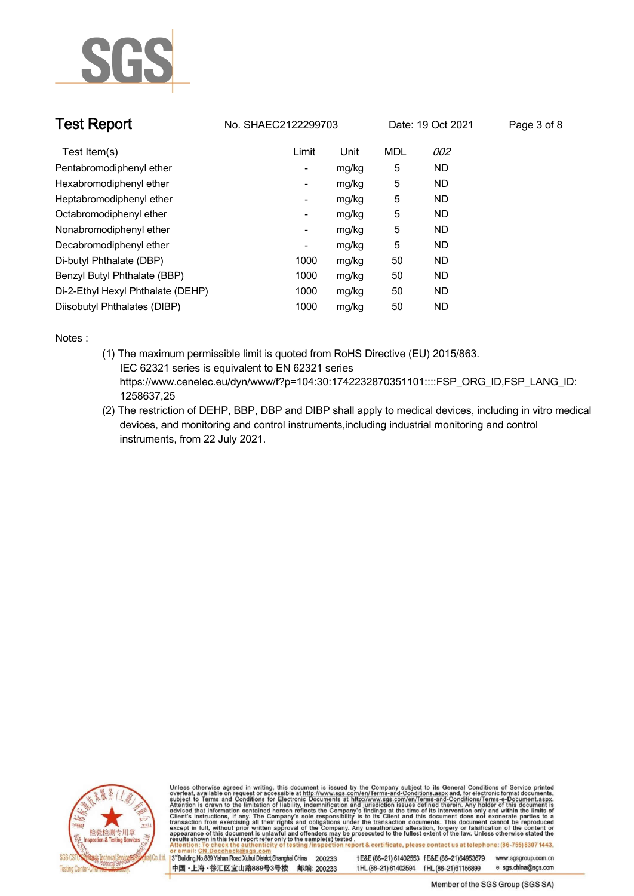| Test Item(s) | Limit | Unit | MDL | 002 |
|---|---|---|---|---|
| Pentabromodiphenyl ether | - | mg/kg | 5 | ND |
| Hexabromodiphenyl ether | - | mg/kg | 5 | ND |
| Heptabromodiphenyl ether | - | mg/kg | 5 | ND |
| Octabromodiphenyl ether | - | mg/kg | 5 | ND |
| Nonabromodiphenyl ether | - | mg/kg | 5 | ND |
| Decabromodiphenyl ether | - | mg/kg | 5 | ND |
| Di-butyl Phthalate (DBP) | 1000 | mg/kg | 50 | ND |
| Benzyl Butyl Phthalate (BBP) | 1000 | mg/kg | 50 | ND |
| Di-2-Ethyl Hexyl Phthalate (DEHP) | 1000 | mg/kg | 50 | ND |
| Diisobutyl Phthalates (DIBP) | 1000 | mg/kg | 50 | ND |

Notes :

(1) The maximum permissible limit is quoted from RoHS Directive (EU) 2015/863.
IEC 62321 series is equivalent to EN 62321 series
https://www.cenelec.eu/dyn/www/f?p=104:30:1742232870351101::::FSP_ORG_ID,FSP_LANG_ID:1258637,25

(2) The restriction of DEHP, BBP, DBP and DIBP shall apply to medical devices, including in vitro medical devices, and monitoring and control instruments,including industrial monitoring and control instruments, from 22 July 2021.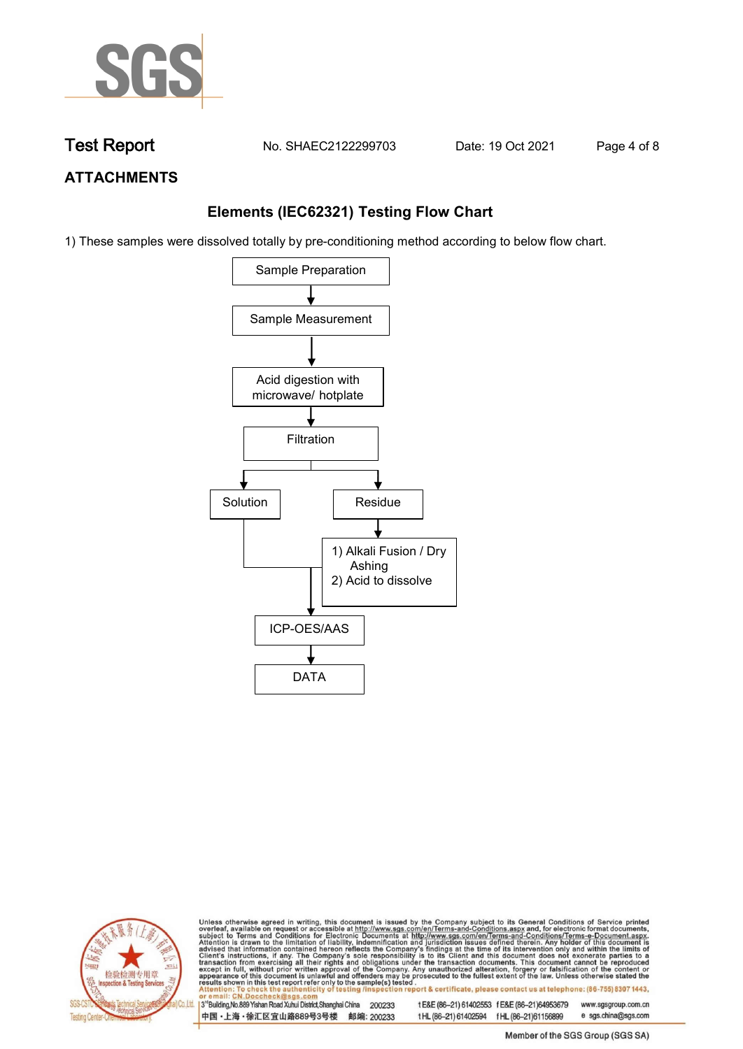## ATTACHMENTS

### Elements (IEC62321) Testing Flow Chart

1) These samples were dissolved totally by pre-conditioning method according to below flow chart.

```
Sample Preparation
        ↓
Sample Measurement
        ↓
Acid digestion with microwave/ hotplate
        ↓
Filtration
   ↓                ↓
Solution          Residue
   |                ↓
   |          1) Alkali Fusion / Dry Ashing
   |          2) Acid to dissolve
   ↓                |
ICP-OES/AAS  ←------
        ↓
      DATA
```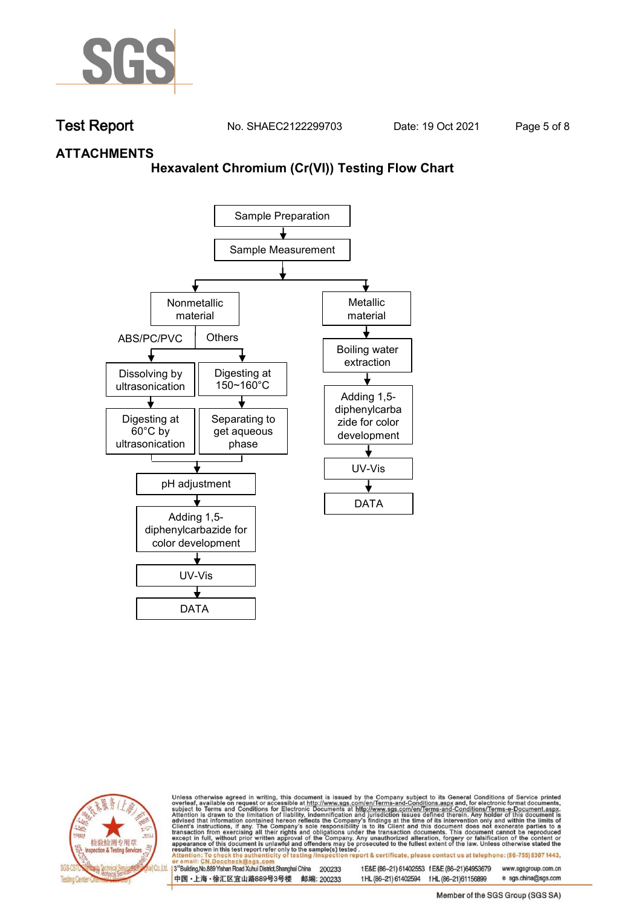## ATTACHMENTS

### Hexavalent Chromium (Cr(VI)) Testing Flow Chart

Sample Preparation
↓
Sample Measurement
↓

- Nonmetallic material
  - ABS/PC/PVC
    - Dissolving by ultrasonication
    - ↓
    - Digesting at 60°C by ultrasonication
  - Others
    - Digesting at 150~160°C
    - ↓
    - Separating to get aqueous phase
  - ↓
  - pH adjustment
  - ↓
  - Adding 1,5-diphenylcarbazide for color development
  - ↓
  - UV-Vis
  - ↓
  - DATA
- Metallic material
  - ↓
  - Boiling water extraction
  - ↓
  - Adding 1,5-diphenylcarbazide for color development
  - ↓
  - UV-Vis
  - ↓
  - DATA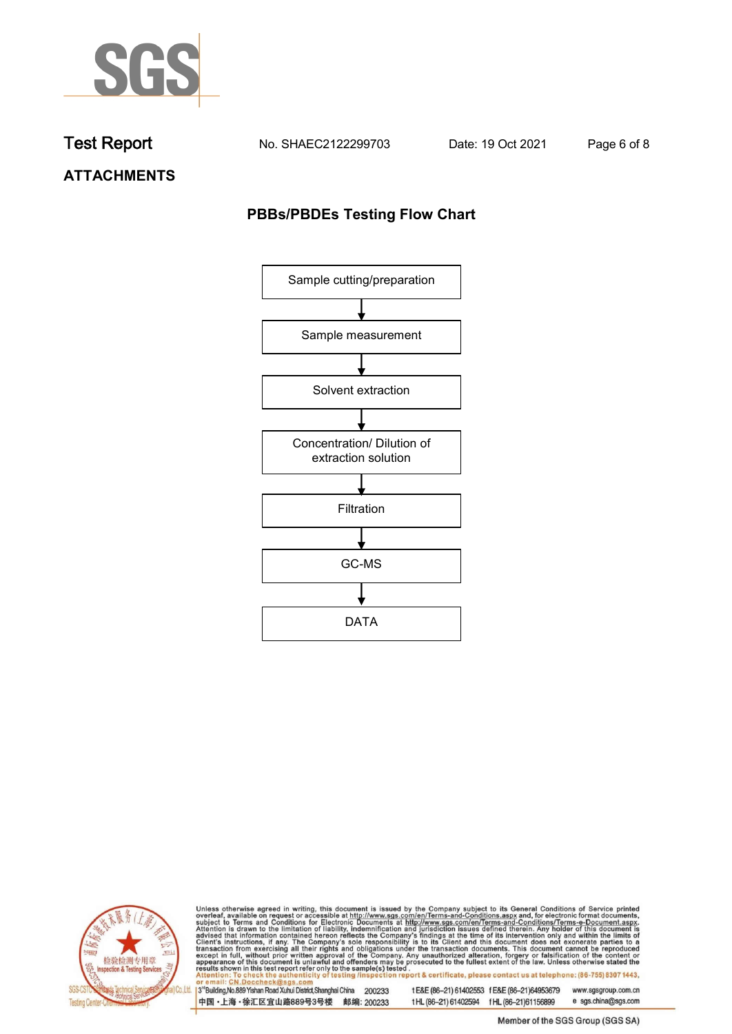## ATTACHMENTS

### PBBs/PBDEs Testing Flow Chart

Sample cutting/preparation

↓

Sample measurement

↓

Solvent extraction

↓

Concentration/ Dilution of extraction solution

↓

Filtration

↓

GC-MS

↓

DATA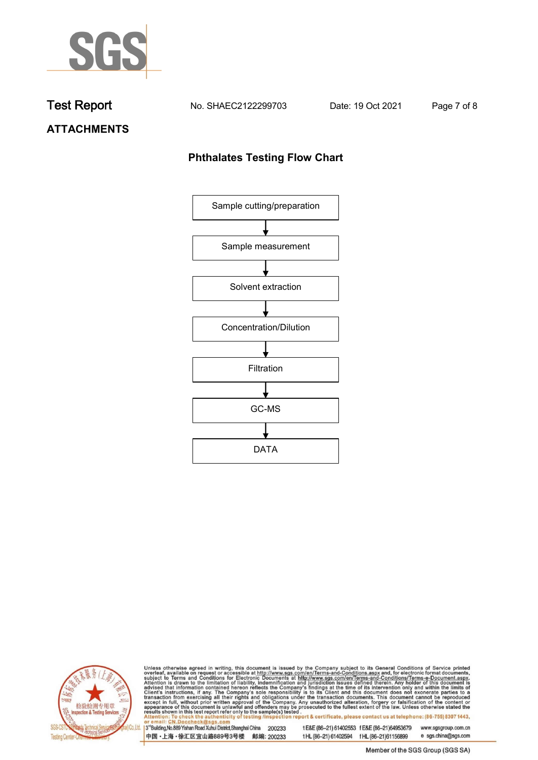## ATTACHMENTS

### Phthalates Testing Flow Chart

Sample cutting/preparation

↓

Sample measurement

↓

Solvent extraction

↓

Concentration/Dilution

↓

Filtration

↓

GC-MS

↓

DATA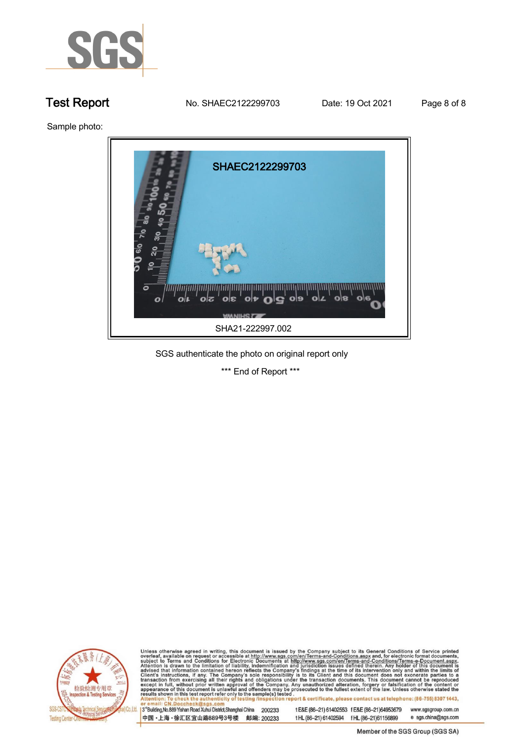**Test Report** No. SHAEC2122299703 Date: 19 Oct 2021

Sample photo:

SHA21-222997.002

SGS authenticate the photo on original report only

\*\*\* End of Report \*\*\*

Unless otherwise agreed in writing, this document is issued by the Company subject to its General Conditions of Service printed overleaf, available on request or accessible at http://www.sgs.com/en/Terms-and-Conditions.aspx and, for electronic format documents, subject to Terms and Conditions for Electronic Documents at http://www.sgs.com/en/Terms-and-Conditions/Terms-e-Document.aspx. Attention is drawn to the limitation of liability, indemnification and jurisdiction issues defined therein. Any holder of this document is advised that information contained hereon reflects the Company's findings at the time of its intervention only and within the limits of Client's instructions, if any. The Company's sole responsibility is to its Client and this document does not exonerate parties to a transaction from exercising all their rights and obligations under the transaction documents. This document cannot be reproduced except in full, without prior written approval of the Company. Any unauthorized alteration, forgery or falsification of the content or appearance of this document is unlawful and offenders may be prosecuted to the fullest extent of the law. Unless otherwise stated the results shown in this test report refer only to the sample(s) tested .
Attention: To check the authenticity of testing /inspection report & certificate, please contact us at telephone: (86-755) 8307 1443, or email: CN.Doccheck@sgs.com

3rd Building,No.889 Yishan Road Xuhui District,Shanghai China 200233 t E&E (86–21) 61402553 f E&E (86–21)64953679 www.sgsgroup.com.cn
中国・上海・徐汇区宜山路889号3号楼 邮编: 200233 t HL (86–21) 61402594 f HL (86–21)61156899 e sgs.china@sgs.com

Member of the SGS Group (SGS SA)